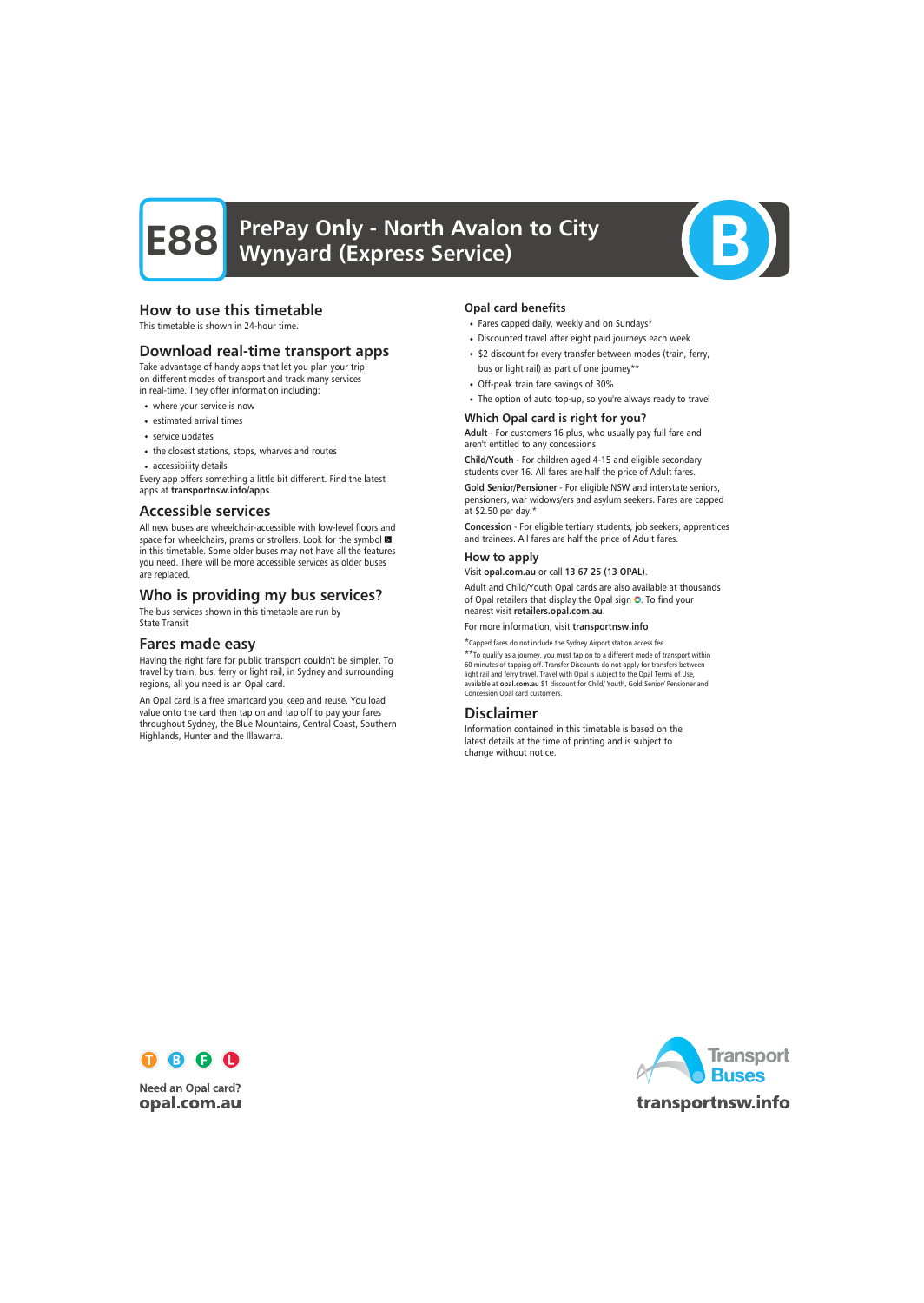# E88 PrePay Only - North Avalon to City Wynyard (Express Service)

## How to use this timetable

This timetable is shown in 24-hour time.

## Download real-time transport apps

Take advantage of handy apps that let you plan your trip on different modes of transport and track many services in real-time. They offer information including:

- where your service is now
- estimated arrival times
- service updates
- the closest stations, stops, wharves and routes
- accessibility details

Every app offers something a little bit different. Find the latest apps at **transportnsw.info/apps**.

## Accessible services

All new buses are wheelchair-accessible with low-level floors and space for wheelchairs, prams or strollers. Look for the symbol ♿ in this timetable. Some older buses may not have all the features you need. There will be more accessible services as older buses are replaced.

## Who is providing my bus services?

The bus services shown in this timetable are run by State Transit

## Fares made easy

Having the right fare for public transport couldn't be simpler. To travel by train, bus, ferry or light rail, in Sydney and surrounding regions, all you need is an Opal card.

An Opal card is a free smartcard you keep and reuse. You load value onto the card then tap on and tap off to pay your fares throughout Sydney, the Blue Mountains, Central Coast, Southern Highlands, Hunter and the Illawarra.

### Opal card benefits

- Fares capped daily, weekly and on Sundays*
- Discounted travel after eight paid journeys each week
- $2 discount for every transfer between modes (train, ferry, bus or light rail) as part of one journey**
- Off-peak train fare savings of 30%
- The option of auto top-up, so you're always ready to travel

### Which Opal card is right for you?

**Adult** - For customers 16 plus, who usually pay full fare and aren't entitled to any concessions.

**Child/Youth** - For children aged 4-15 and eligible secondary students over 16. All fares are half the price of Adult fares.

**Gold Senior/Pensioner** - For eligible NSW and interstate seniors, pensioners, war widows/ers and asylum seekers. Fares are capped at $2.50 per day.*

**Concession** - For eligible tertiary students, job seekers, apprentices and trainees. All fares are half the price of Adult fares.

### How to apply

Visit **opal.com.au** or call **13 67 25 (13 OPAL)**.

Adult and Child/Youth Opal cards are also available at thousands of Opal retailers that display the Opal sign. To find your nearest visit **retailers.opal.com.au**.

For more information, visit **transportnsw.info**

*Capped fares do not include the Sydney Airport station access fee.

**To qualify as a journey, you must tap on to a different mode of transport within 60 minutes of tapping off. Transfer Discounts do not apply for transfers between light rail and ferry travel. Travel with Opal is subject to the Opal Terms of Use, available at **opal.com.au** $1 discount for Child/ Youth, Gold Senior/ Pensioner and Concession Opal card customers.

## Disclaimer

Information contained in this timetable is based on the latest details at the time of printing and is subject to change without notice.

Need an Opal card?
**opal.com.au**

Transport Buses
**transportnsw.info**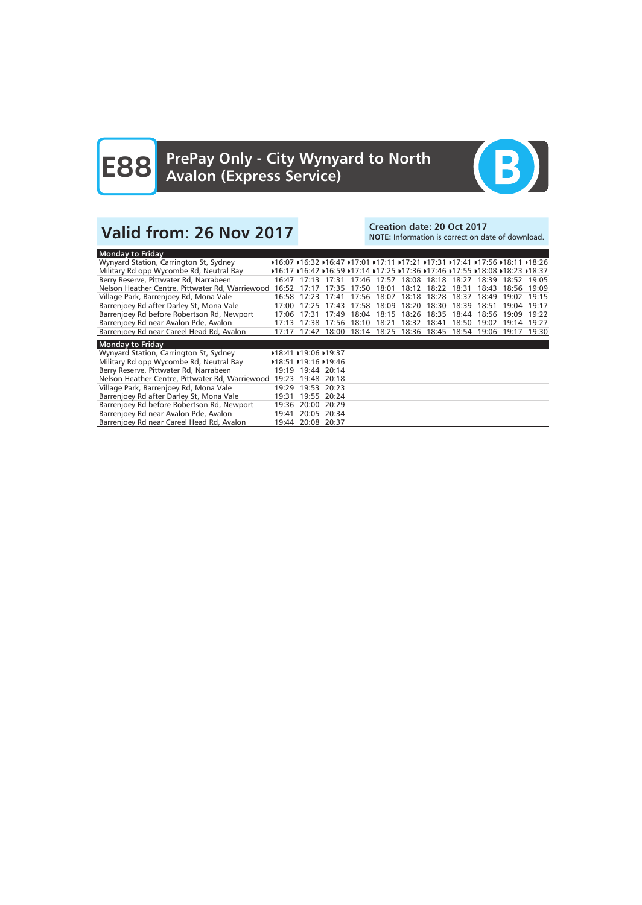# E88 PrePay Only - City Wynyard to North Avalon (Express Service)

B

## Valid from: 26 Nov 2017

**Creation date: 20 Oct 2017**
**NOTE:** Information is correct on date of download.

| Monday to Friday | | | | | | | | | | | |
|---|---|---|---|---|---|---|---|---|---|---|---|
| Wynyard Station, Carrington St, Sydney | ▸16:07 | ▸16:32 | ▸16:47 | ▸17:01 | ▸17:11 | ▸17:21 | ▸17:31 | ▸17:41 | ▸17:56 | ▸18:11 | ▸18:26 |
| Military Rd opp Wycombe Rd, Neutral Bay | ▸16:17 | ▸16:42 | ▸16:59 | ▸17:14 | ▸17:25 | ▸17:36 | ▸17:46 | ▸17:55 | ▸18:08 | ▸18:23 | ▸18:37 |
| Berry Reserve, Pittwater Rd, Narrabeen | 16:47 | 17:13 | 17:31 | 17:46 | 17:57 | 18:08 | 18:18 | 18:27 | 18:39 | 18:52 | 19:05 |
| Nelson Heather Centre, Pittwater Rd, Warriewood | 16:52 | 17:17 | 17:35 | 17:50 | 18:01 | 18:12 | 18:22 | 18:31 | 18:43 | 18:56 | 19:09 |
| Village Park, Barrenjoey Rd, Mona Vale | 16:58 | 17:23 | 17:41 | 17:56 | 18:07 | 18:18 | 18:28 | 18:37 | 18:49 | 19:02 | 19:15 |
| Barrenjoey Rd after Darley St, Mona Vale | 17:00 | 17:25 | 17:43 | 17:58 | 18:09 | 18:20 | 18:30 | 18:39 | 18:51 | 19:04 | 19:17 |
| Barrenjoey Rd before Robertson Rd, Newport | 17:06 | 17:31 | 17:49 | 18:04 | 18:15 | 18:26 | 18:35 | 18:44 | 18:56 | 19:09 | 19:22 |
| Barrenjoey Rd near Avalon Pde, Avalon | 17:13 | 17:38 | 17:56 | 18:10 | 18:21 | 18:32 | 18:41 | 18:50 | 19:02 | 19:14 | 19:27 |
| Barrenjoey Rd near Careel Head Rd, Avalon | 17:17 | 17:42 | 18:00 | 18:14 | 18:25 | 18:36 | 18:45 | 18:54 | 19:06 | 19:17 | 19:30 |

| Monday to Friday | | | |
|---|---|---|---|
| Wynyard Station, Carrington St, Sydney | ▸18:41 | ▸19:06 | ▸19:37 |
| Military Rd opp Wycombe Rd, Neutral Bay | ▸18:51 | ▸19:16 | ▸19:46 |
| Berry Reserve, Pittwater Rd, Narrabeen | 19:19 | 19:44 | 20:14 |
| Nelson Heather Centre, Pittwater Rd, Warriewood | 19:23 | 19:48 | 20:18 |
| Village Park, Barrenjoey Rd, Mona Vale | 19:29 | 19:53 | 20:23 |
| Barrenjoey Rd after Darley St, Mona Vale | 19:31 | 19:55 | 20:24 |
| Barrenjoey Rd before Robertson Rd, Newport | 19:36 | 20:00 | 20:29 |
| Barrenjoey Rd near Avalon Pde, Avalon | 19:41 | 20:05 | 20:34 |
| Barrenjoey Rd near Careel Head Rd, Avalon | 19:44 | 20:08 | 20:37 |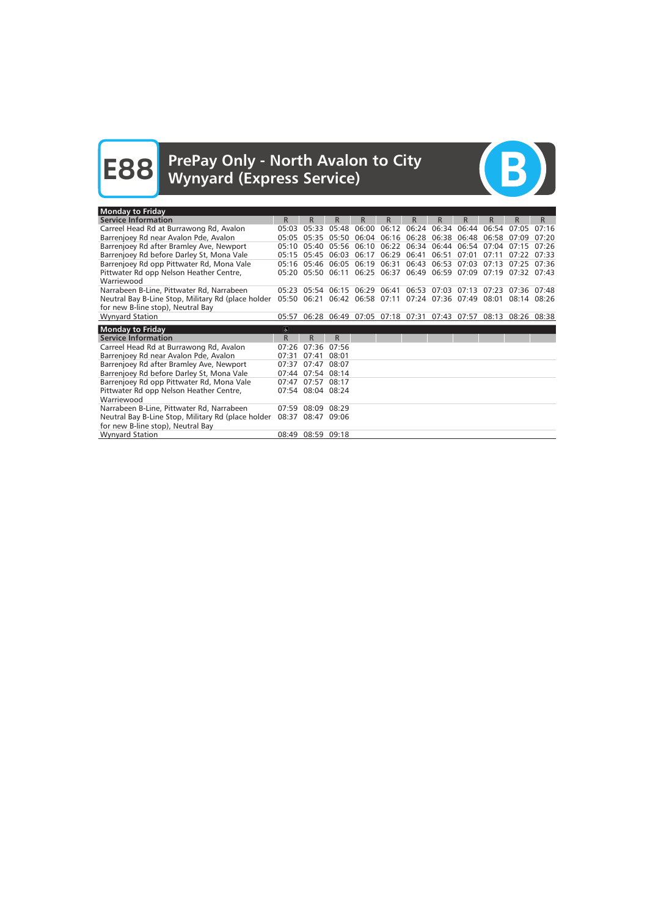# E88 PrePay Only - North Avalon to City Wynyard (Express Service)

B

| Monday to Friday | | | | | | | | | | | |
|---|---|---|---|---|---|---|---|---|---|---|---|
| Service Information | R | R | R | R | R | R | R | R | R | R | R |
| Carreel Head Rd at Burrawong Rd, Avalon | 05:03 | 05:33 | 05:48 | 06:00 | 06:12 | 06:24 | 06:34 | 06:44 | 06:54 | 07:05 | 07:16 |
| Barrenjoey Rd near Avalon Pde, Avalon | 05:05 | 05:35 | 05:50 | 06:04 | 06:16 | 06:28 | 06:38 | 06:48 | 06:58 | 07:09 | 07:20 |
| Barrenjoey Rd after Bramley Ave, Newport | 05:10 | 05:40 | 05:56 | 06:10 | 06:22 | 06:34 | 06:44 | 06:54 | 07:04 | 07:15 | 07:26 |
| Barrenjoey Rd before Darley St, Mona Vale | 05:15 | 05:45 | 06:03 | 06:17 | 06:29 | 06:41 | 06:51 | 07:01 | 07:11 | 07:22 | 07:33 |
| Barrenjoey Rd opp Pittwater Rd, Mona Vale | 05:16 | 05:46 | 06:05 | 06:19 | 06:31 | 06:43 | 06:53 | 07:03 | 07:13 | 07:25 | 07:36 |
| Pittwater Rd opp Nelson Heather Centre, Warriewood | 05:20 | 05:50 | 06:11 | 06:25 | 06:37 | 06:49 | 06:59 | 07:09 | 07:19 | 07:32 | 07:43 |
| Narrabeen B-Line, Pittwater Rd, Narrabeen | 05:23 | 05:54 | 06:15 | 06:29 | 06:41 | 06:53 | 07:03 | 07:13 | 07:23 | 07:36 | 07:48 |
| Neutral Bay B-Line Stop, Military Rd (place holder for new B-line stop), Neutral Bay | 05:50 | 06:21 | 06:42 | 06:58 | 07:11 | 07:24 | 07:36 | 07:49 | 08:01 | 08:14 | 08:26 |
| Wynyard Station | 05:57 | 06:28 | 06:49 | 07:05 | 07:18 | 07:31 | 07:43 | 07:57 | 08:13 | 08:26 | 08:38 |

| Monday to Friday | | | |
|---|---|---|---|
| | ♿ | | |
| Service Information | R | R | R |
| Carreel Head Rd at Burrawong Rd, Avalon | 07:26 | 07:36 | 07:56 |
| Barrenjoey Rd near Avalon Pde, Avalon | 07:31 | 07:41 | 08:01 |
| Barrenjoey Rd after Bramley Ave, Newport | 07:37 | 07:47 | 08:07 |
| Barrenjoey Rd before Darley St, Mona Vale | 07:44 | 07:54 | 08:14 |
| Barrenjoey Rd opp Pittwater Rd, Mona Vale | 07:47 | 07:57 | 08:17 |
| Pittwater Rd opp Nelson Heather Centre, Warriewood | 07:54 | 08:04 | 08:24 |
| Narrabeen B-Line, Pittwater Rd, Narrabeen | 07:59 | 08:09 | 08:29 |
| Neutral Bay B-Line Stop, Military Rd (place holder for new B-line stop), Neutral Bay | 08:37 | 08:47 | 09:06 |
| Wynyard Station | 08:49 | 08:59 | 09:18 |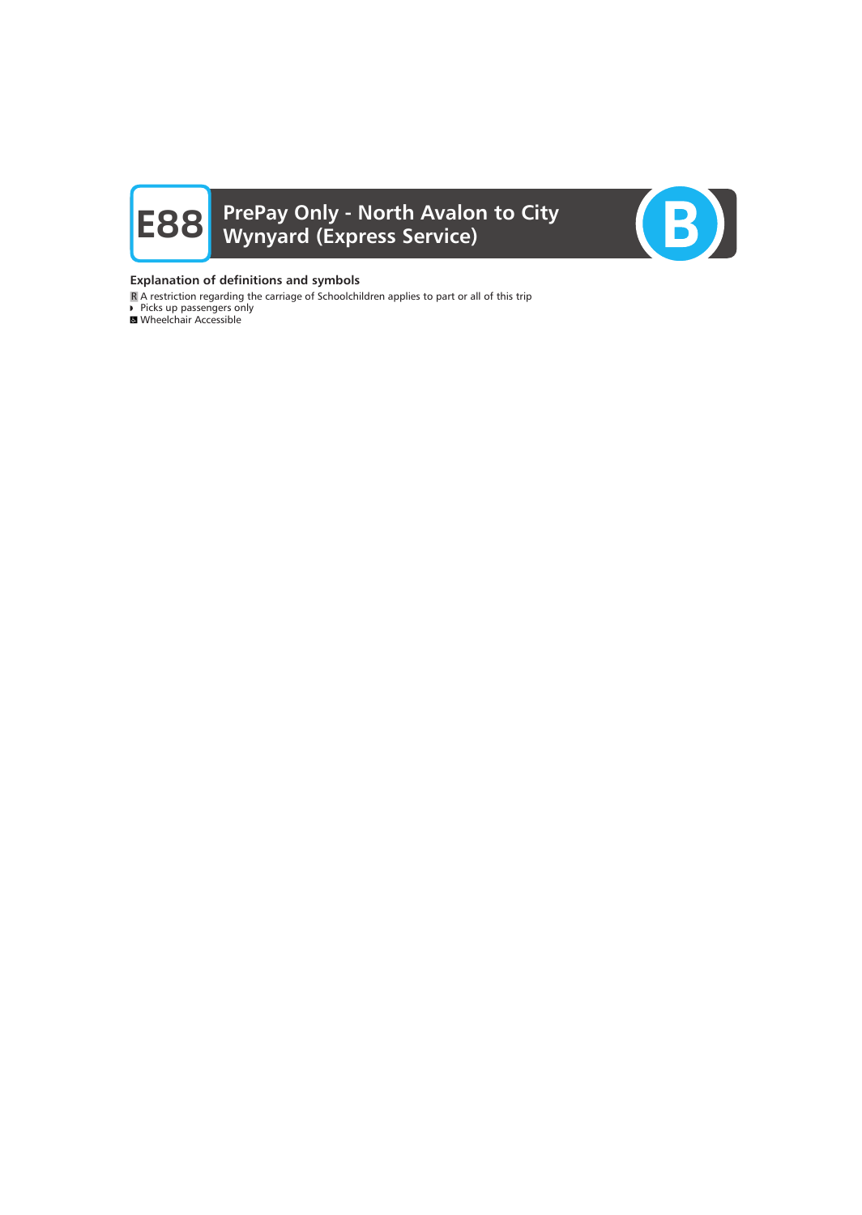# E88 PrePay Only - North Avalon to City Wynyard (Express Service)

B

**Explanation of definitions and symbols**

R A restriction regarding the carriage of Schoolchildren applies to part or all of this trip
◗ Picks up passengers only
♿ Wheelchair Accessible